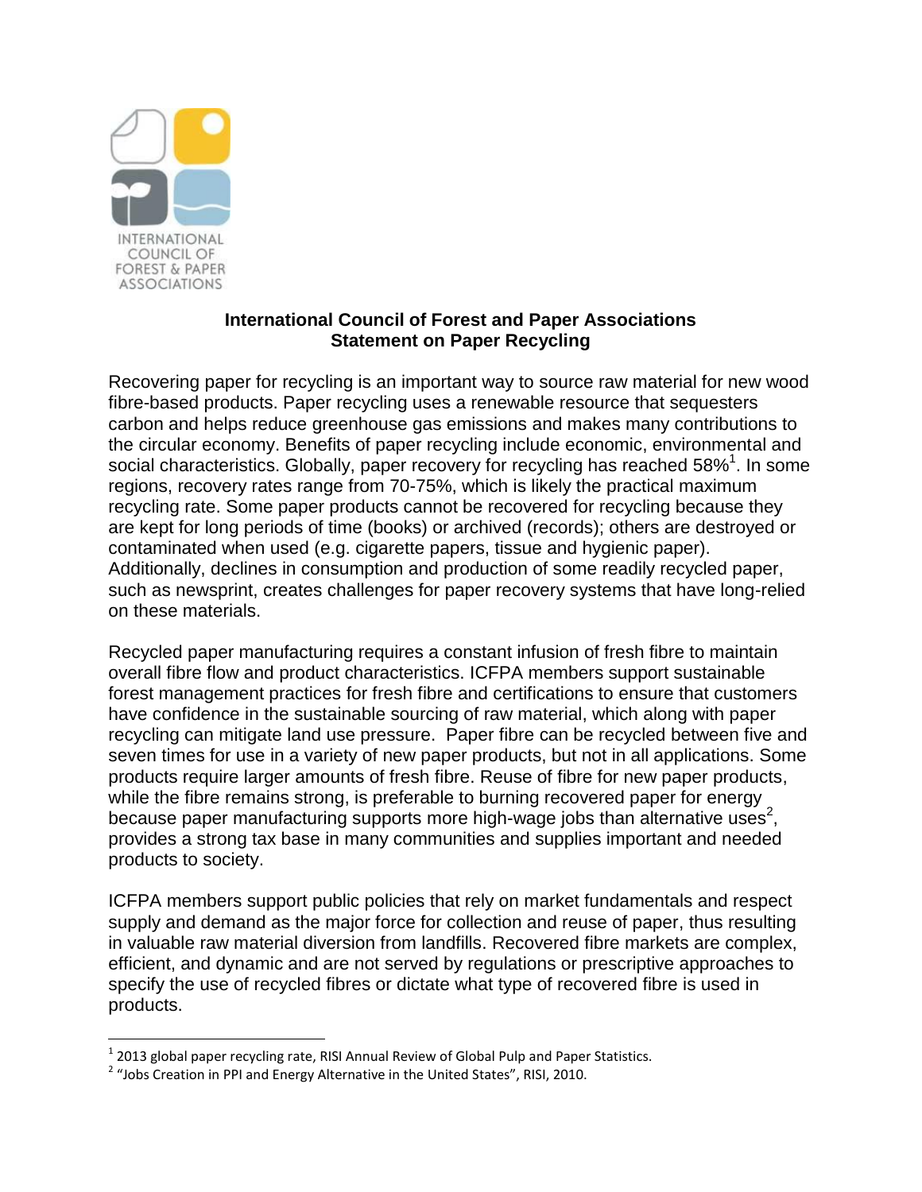INTERNATIONAL COUNCIL OF FOREST & PAPER ASSOCIATIONS

## International Council of Forest and Paper Associations Statement on Paper Recycling

Recovering paper for recycling is an important way to source raw material for new wood fibre-based products. Paper recycling uses a renewable resource that sequesters carbon and helps reduce greenhouse gas emissions and makes many contributions to the circular economy. Benefits of paper recycling include economic, environmental and social characteristics. Globally, paper recovery for recycling has reached 58%[1]. In some regions, recovery rates range from 70-75%, which is likely the practical maximum recycling rate. Some paper products cannot be recovered for recycling because they are kept for long periods of time (books) or archived (records); others are destroyed or contaminated when used (e.g. cigarette papers, tissue and hygienic paper). Additionally, declines in consumption and production of some readily recycled paper, such as newsprint, creates challenges for paper recovery systems that have long-relied on these materials.

Recycled paper manufacturing requires a constant infusion of fresh fibre to maintain overall fibre flow and product characteristics. ICFPA members support sustainable forest management practices for fresh fibre and certifications to ensure that customers have confidence in the sustainable sourcing of raw material, which along with paper recycling can mitigate land use pressure. Paper fibre can be recycled between five and seven times for use in a variety of new paper products, but not in all applications. Some products require larger amounts of fresh fibre. Reuse of fibre for new paper products, while the fibre remains strong, is preferable to burning recovered paper for energy because paper manufacturing supports more high-wage jobs than alternative uses[2], provides a strong tax base in many communities and supplies important and needed products to society.

ICFPA members support public policies that rely on market fundamentals and respect supply and demand as the major force for collection and reuse of paper, thus resulting in valuable raw material diversion from landfills. Recovered fibre markets are complex, efficient, and dynamic and are not served by regulations or prescriptive approaches to specify the use of recycled fibres or dictate what type of recovered fibre is used in products.

---

[1] 2013 global paper recycling rate, RISI Annual Review of Global Pulp and Paper Statistics.

[2] "Jobs Creation in PPI and Energy Alternative in the United States", RISI, 2010.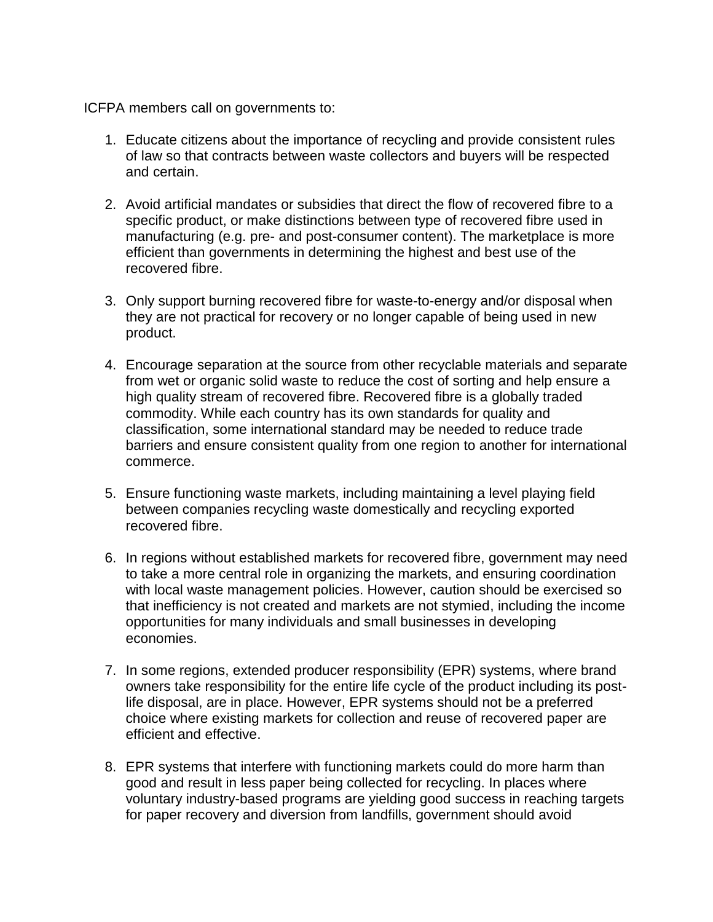ICFPA members call on governments to:

1. Educate citizens about the importance of recycling and provide consistent rules of law so that contracts between waste collectors and buyers will be respected and certain.

2. Avoid artificial mandates or subsidies that direct the flow of recovered fibre to a specific product, or make distinctions between type of recovered fibre used in manufacturing (e.g. pre- and post-consumer content). The marketplace is more efficient than governments in determining the highest and best use of the recovered fibre.

3. Only support burning recovered fibre for waste-to-energy and/or disposal when they are not practical for recovery or no longer capable of being used in new product.

4. Encourage separation at the source from other recyclable materials and separate from wet or organic solid waste to reduce the cost of sorting and help ensure a high quality stream of recovered fibre. Recovered fibre is a globally traded commodity. While each country has its own standards for quality and classification, some international standard may be needed to reduce trade barriers and ensure consistent quality from one region to another for international commerce.

5. Ensure functioning waste markets, including maintaining a level playing field between companies recycling waste domestically and recycling exported recovered fibre.

6. In regions without established markets for recovered fibre, government may need to take a more central role in organizing the markets, and ensuring coordination with local waste management policies. However, caution should be exercised so that inefficiency is not created and markets are not stymied, including the income opportunities for many individuals and small businesses in developing economies.

7. In some regions, extended producer responsibility (EPR) systems, where brand owners take responsibility for the entire life cycle of the product including its post-life disposal, are in place. However, EPR systems should not be a preferred choice where existing markets for collection and reuse of recovered paper are efficient and effective.

8. EPR systems that interfere with functioning markets could do more harm than good and result in less paper being collected for recycling. In places where voluntary industry-based programs are yielding good success in reaching targets for paper recovery and diversion from landfills, government should avoid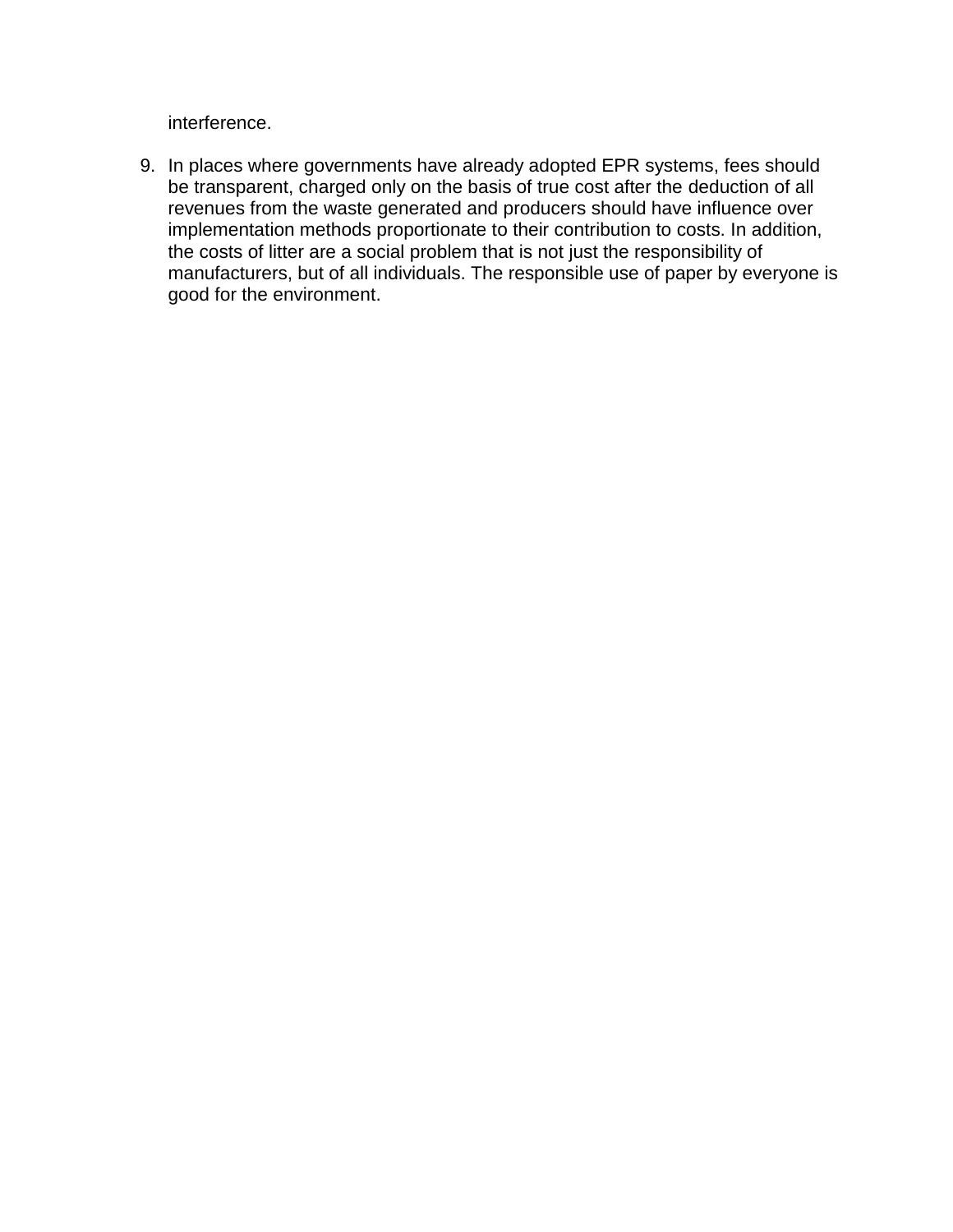interference.

9. In places where governments have already adopted EPR systems, fees should be transparent, charged only on the basis of true cost after the deduction of all revenues from the waste generated and producers should have influence over implementation methods proportionate to their contribution to costs. In addition, the costs of litter are a social problem that is not just the responsibility of manufacturers, but of all individuals. The responsible use of paper by everyone is good for the environment.